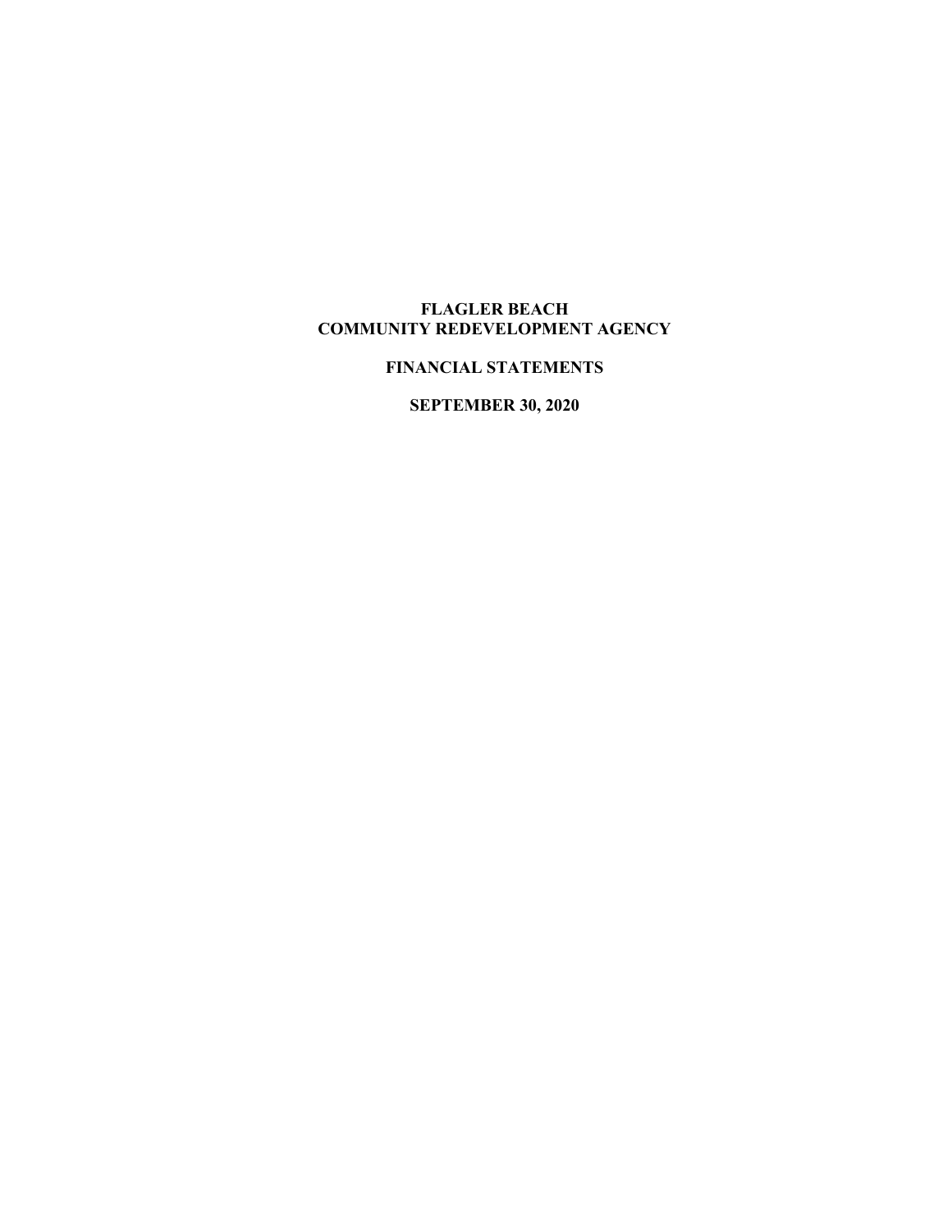# FLAGLER BEACH
# COMMUNITY REDEVELOPMENT AGENCY

## FINANCIAL STATEMENTS

## SEPTEMBER 30, 2020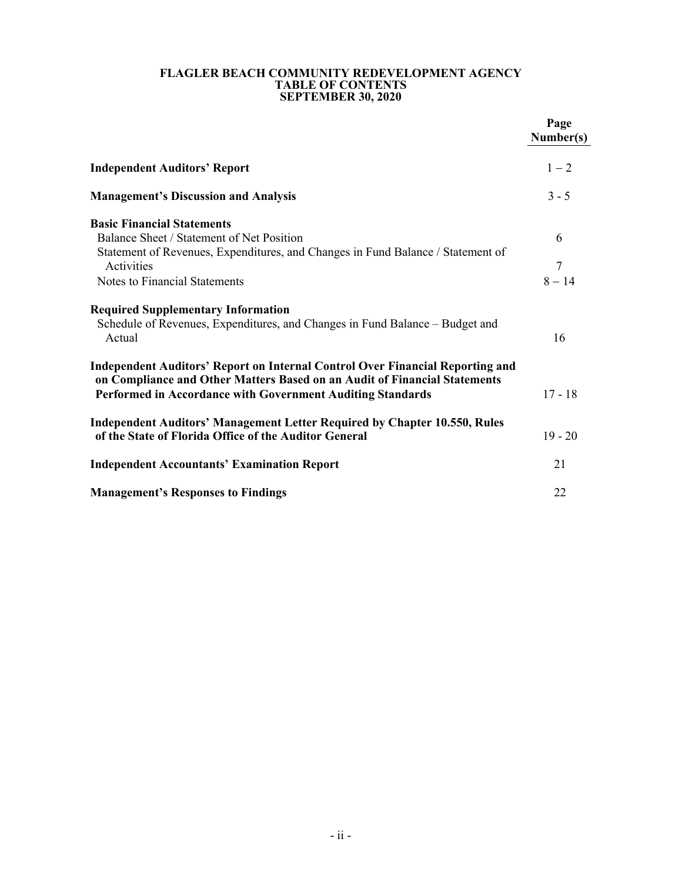# FLAGLER BEACH COMMUNITY REDEVELOPMENT AGENCY
## TABLE OF CONTENTS
## SEPTEMBER 30, 2020

| | Page Number(s) |
|---|---|
| **Independent Auditors' Report** | 1 – 2 |
| **Management's Discussion and Analysis** | 3 - 5 |
| **Basic Financial Statements** | |
| Balance Sheet / Statement of Net Position | 6 |
| Statement of Revenues, Expenditures, and Changes in Fund Balance / Statement of Activities | 7 |
| Notes to Financial Statements | 8 – 14 |
| **Required Supplementary Information** | |
| Schedule of Revenues, Expenditures, and Changes in Fund Balance – Budget and Actual | 16 |
| **Independent Auditors' Report on Internal Control Over Financial Reporting and on Compliance and Other Matters Based on an Audit of Financial Statements Performed in Accordance with Government Auditing Standards** | 17 - 18 |
| **Independent Auditors' Management Letter Required by Chapter 10.550, Rules of the State of Florida Office of the Auditor General** | 19 - 20 |
| **Independent Accountants' Examination Report** | 21 |
| **Management's Responses to Findings** | 22 |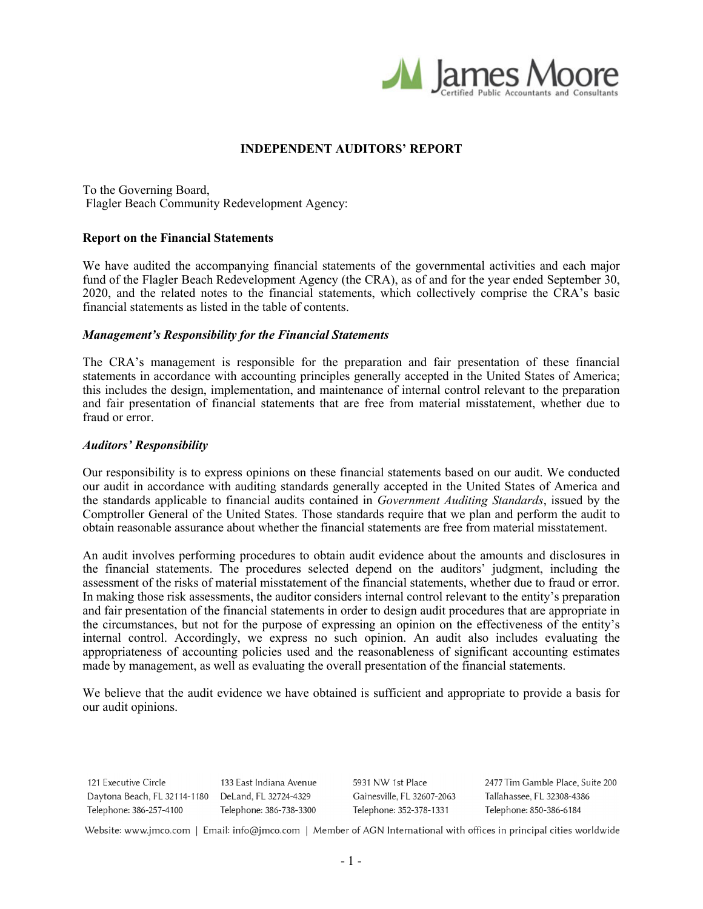# INDEPENDENT AUDITORS' REPORT

To the Governing Board,
Flagler Beach Community Redevelopment Agency:

**Report on the Financial Statements**

We have audited the accompanying financial statements of the governmental activities and each major fund of the Flagler Beach Redevelopment Agency (the CRA), as of and for the year ended September 30, 2020, and the related notes to the financial statements, which collectively comprise the CRA's basic financial statements as listed in the table of contents.

***Management's Responsibility for the Financial Statements***

The CRA's management is responsible for the preparation and fair presentation of these financial statements in accordance with accounting principles generally accepted in the United States of America; this includes the design, implementation, and maintenance of internal control relevant to the preparation and fair presentation of financial statements that are free from material misstatement, whether due to fraud or error.

***Auditors' Responsibility***

Our responsibility is to express opinions on these financial statements based on our audit. We conducted our audit in accordance with auditing standards generally accepted in the United States of America and the standards applicable to financial audits contained in *Government Auditing Standards*, issued by the Comptroller General of the United States. Those standards require that we plan and perform the audit to obtain reasonable assurance about whether the financial statements are free from material misstatement.

An audit involves performing procedures to obtain audit evidence about the amounts and disclosures in the financial statements. The procedures selected depend on the auditors' judgment, including the assessment of the risks of material misstatement of the financial statements, whether due to fraud or error. In making those risk assessments, the auditor considers internal control relevant to the entity's preparation and fair presentation of the financial statements in order to design audit procedures that are appropriate in the circumstances, but not for the purpose of expressing an opinion on the effectiveness of the entity's internal control. Accordingly, we express no such opinion. An audit also includes evaluating the appropriateness of accounting policies used and the reasonableness of significant accounting estimates made by management, as well as evaluating the overall presentation of the financial statements.

We believe that the audit evidence we have obtained is sufficient and appropriate to provide a basis for our audit opinions.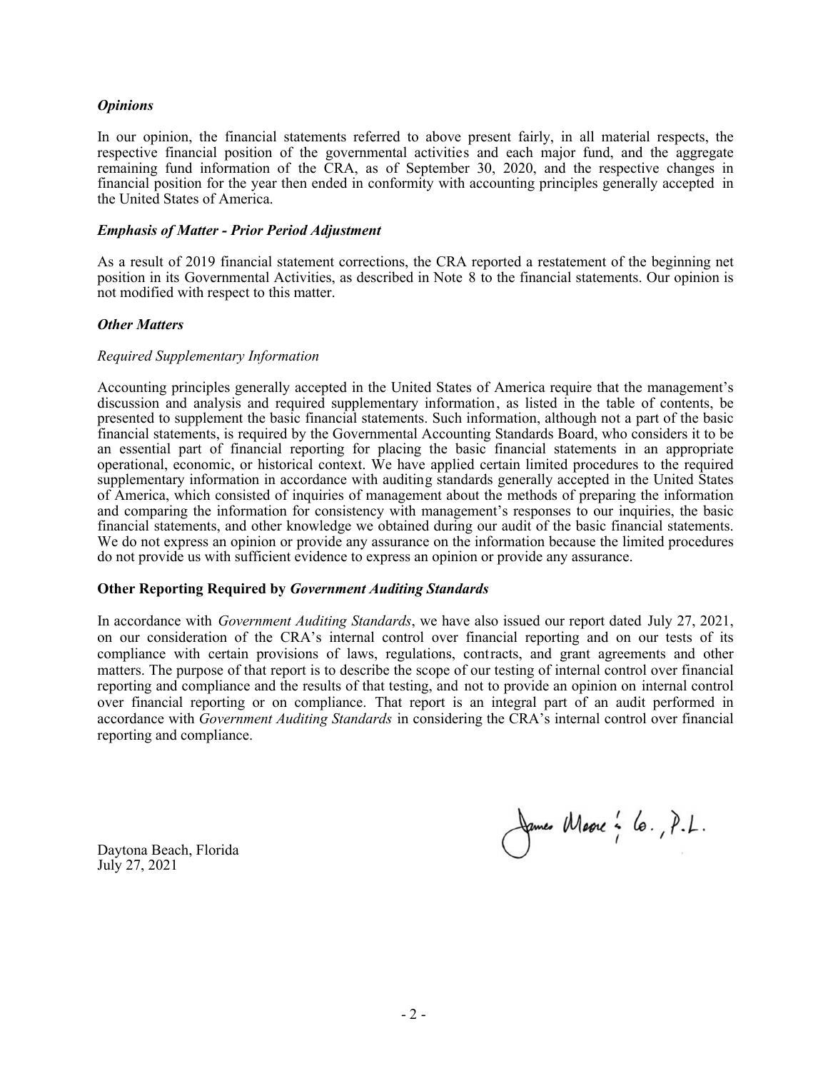### *Opinions*

In our opinion, the financial statements referred to above present fairly, in all material respects, the respective financial position of the governmental activities and each major fund, and the aggregate remaining fund information of the CRA, as of September 30, 2020, and the respective changes in financial position for the year then ended in conformity with accounting principles generally accepted in the United States of America.

### *Emphasis of Matter - Prior Period Adjustment*

As a result of 2019 financial statement corrections, the CRA reported a restatement of the beginning net position in its Governmental Activities, as described in Note 8 to the financial statements. Our opinion is not modified with respect to this matter.

### *Other Matters*

*Required Supplementary Information*

Accounting principles generally accepted in the United States of America require that the management's discussion and analysis and required supplementary information, as listed in the table of contents, be presented to supplement the basic financial statements. Such information, although not a part of the basic financial statements, is required by the Governmental Accounting Standards Board, who considers it to be an essential part of financial reporting for placing the basic financial statements in an appropriate operational, economic, or historical context. We have applied certain limited procedures to the required supplementary information in accordance with auditing standards generally accepted in the United States of America, which consisted of inquiries of management about the methods of preparing the information and comparing the information for consistency with management's responses to our inquiries, the basic financial statements, and other knowledge we obtained during our audit of the basic financial statements. We do not express an opinion or provide any assurance on the information because the limited procedures do not provide us with sufficient evidence to express an opinion or provide any assurance.

### Other Reporting Required by *Government Auditing Standards*

In accordance with *Government Auditing Standards*, we have also issued our report dated July 27, 2021, on our consideration of the CRA's internal control over financial reporting and on our tests of its compliance with certain provisions of laws, regulations, contracts, and grant agreements and other matters. The purpose of that report is to describe the scope of our testing of internal control over financial reporting and compliance and the results of that testing, and not to provide an opinion on internal control over financial reporting or on compliance. That report is an integral part of an audit performed in accordance with *Government Auditing Standards* in considering the CRA's internal control over financial reporting and compliance.

James Moore & Co., P.L.

Daytona Beach, Florida
July 27, 2021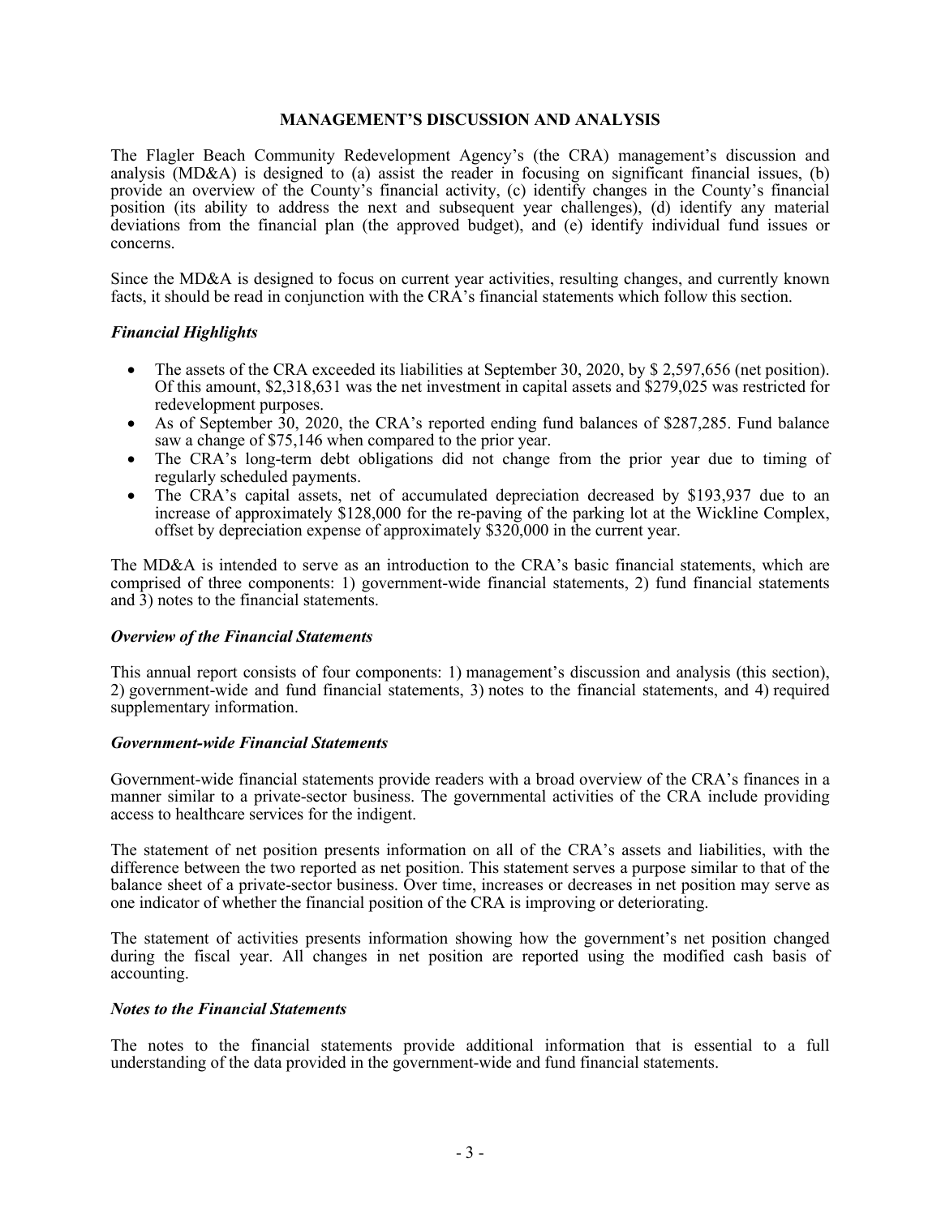## MANAGEMENT'S DISCUSSION AND ANALYSIS

The Flagler Beach Community Redevelopment Agency's (the CRA) management's discussion and analysis (MD&A) is designed to (a) assist the reader in focusing on significant financial issues, (b) provide an overview of the County's financial activity, (c) identify changes in the County's financial position (its ability to address the next and subsequent year challenges), (d) identify any material deviations from the financial plan (the approved budget), and (e) identify individual fund issues or concerns.

Since the MD&A is designed to focus on current year activities, resulting changes, and currently known facts, it should be read in conjunction with the CRA's financial statements which follow this section.

### *Financial Highlights*

- The assets of the CRA exceeded its liabilities at September 30, 2020, by $ 2,597,656 (net position). Of this amount, $2,318,631 was the net investment in capital assets and $279,025 was restricted for redevelopment purposes.
- As of September 30, 2020, the CRA's reported ending fund balances of $287,285. Fund balance saw a change of $75,146 when compared to the prior year.
- The CRA's long-term debt obligations did not change from the prior year due to timing of regularly scheduled payments.
- The CRA's capital assets, net of accumulated depreciation decreased by $193,937 due to an increase of approximately $128,000 for the re-paving of the parking lot at the Wickline Complex, offset by depreciation expense of approximately $320,000 in the current year.

The MD&A is intended to serve as an introduction to the CRA's basic financial statements, which are comprised of three components: 1) government-wide financial statements, 2) fund financial statements and 3) notes to the financial statements.

### *Overview of the Financial Statements*

This annual report consists of four components: 1) management's discussion and analysis (this section), 2) government-wide and fund financial statements, 3) notes to the financial statements, and 4) required supplementary information.

### *Government-wide Financial Statements*

Government-wide financial statements provide readers with a broad overview of the CRA's finances in a manner similar to a private-sector business. The governmental activities of the CRA include providing access to healthcare services for the indigent.

The statement of net position presents information on all of the CRA's assets and liabilities, with the difference between the two reported as net position. This statement serves a purpose similar to that of the balance sheet of a private-sector business. Over time, increases or decreases in net position may serve as one indicator of whether the financial position of the CRA is improving or deteriorating.

The statement of activities presents information showing how the government's net position changed during the fiscal year. All changes in net position are reported using the modified cash basis of accounting.

### *Notes to the Financial Statements*

The notes to the financial statements provide additional information that is essential to a full understanding of the data provided in the government-wide and fund financial statements.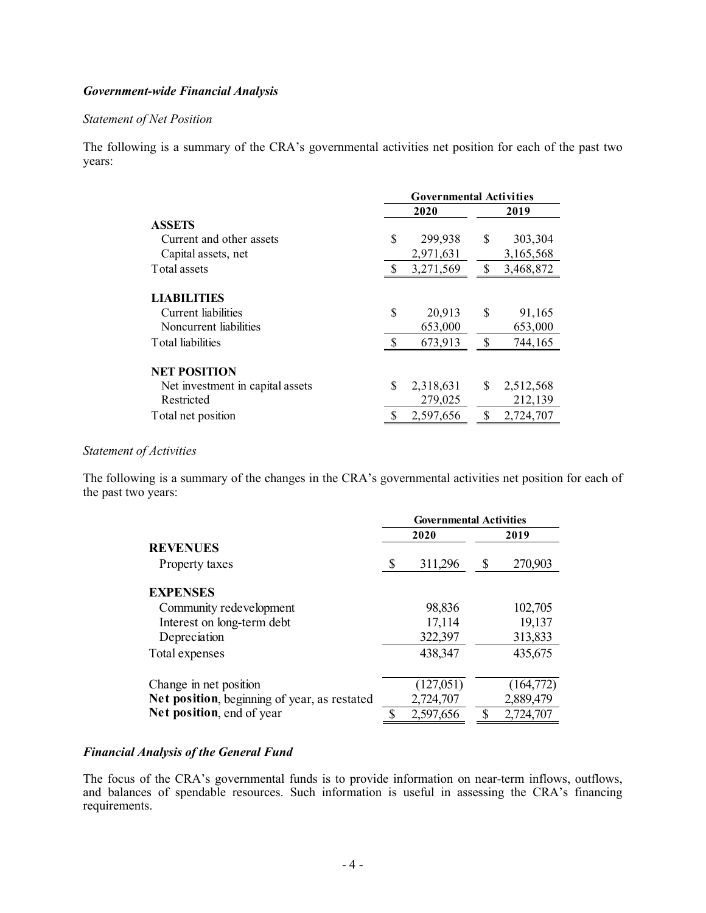***Government-wide Financial Analysis***

*Statement of Net Position*

The following is a summary of the CRA's governmental activities net position for each of the past two years:

| | Governmental Activities | |
|---|---|---|
| | **2020** | **2019** |
| **ASSETS** | | |
| Current and other assets | $ 299,938 | $ 303,304 |
| Capital assets, net | 2,971,631 | 3,165,568 |
| Total assets | $ 3,271,569 | $ 3,468,872 |
| **LIABILITIES** | | |
| Current liabilities | $ 20,913 | $ 91,165 |
| Noncurrent liabilities | 653,000 | 653,000 |
| Total liabilities | $ 673,913 | $ 744,165 |
| **NET POSITION** | | |
| Net investment in capital assets | $ 2,318,631 | $ 2,512,568 |
| Restricted | 279,025 | 212,139 |
| Total net position | $ 2,597,656 | $ 2,724,707 |

*Statement of Activities*

The following is a summary of the changes in the CRA's governmental activities net position for each of the past two years:

| | Governmental Activities | |
|---|---|---|
| | **2020** | **2019** |
| **REVENUES** | | |
| Property taxes | $ 311,296 | $ 270,903 |
| **EXPENSES** | | |
| Community redevelopment | 98,836 | 102,705 |
| Interest on long-term debt | 17,114 | 19,137 |
| Depreciation | 322,397 | 313,833 |
| Total expenses | 438,347 | 435,675 |
| Change in net position | (127,051) | (164,772) |
| **Net position**, beginning of year, as restated | 2,724,707 | 2,889,479 |
| **Net position**, end of year | $ 2,597,656 | $ 2,724,707 |

***Financial Analysis of the General Fund***

The focus of the CRA's governmental funds is to provide information on near-term inflows, outflows, and balances of spendable resources. Such information is useful in assessing the CRA's financing requirements.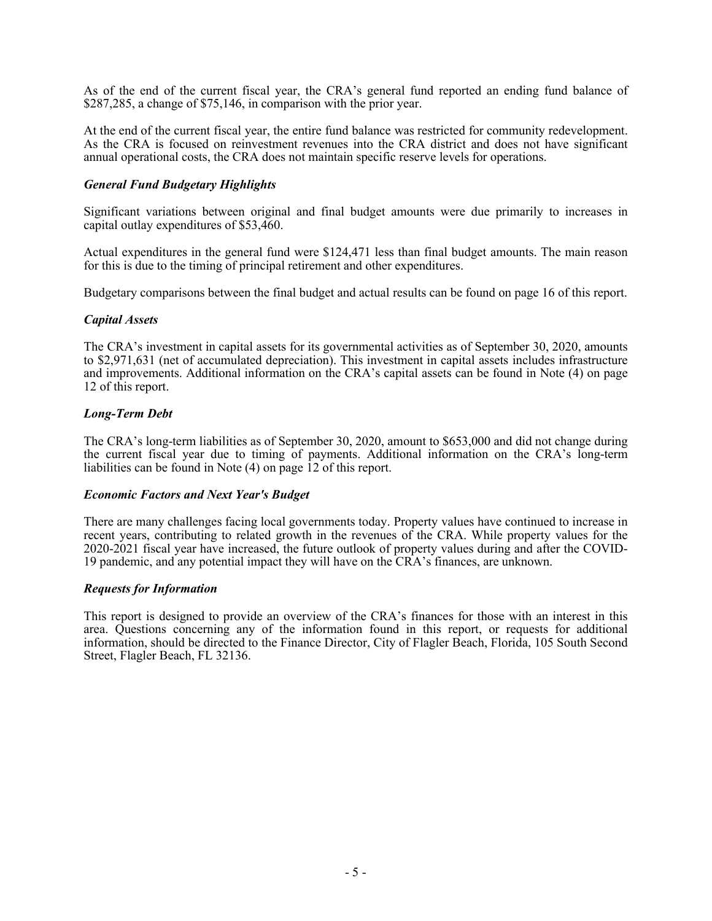As of the end of the current fiscal year, the CRA's general fund reported an ending fund balance of $287,285, a change of $75,146, in comparison with the prior year.

At the end of the current fiscal year, the entire fund balance was restricted for community redevelopment. As the CRA is focused on reinvestment revenues into the CRA district and does not have significant annual operational costs, the CRA does not maintain specific reserve levels for operations.

### *General Fund Budgetary Highlights*

Significant variations between original and final budget amounts were due primarily to increases in capital outlay expenditures of $53,460.

Actual expenditures in the general fund were $124,471 less than final budget amounts. The main reason for this is due to the timing of principal retirement and other expenditures.

Budgetary comparisons between the final budget and actual results can be found on page 16 of this report.

### *Capital Assets*

The CRA's investment in capital assets for its governmental activities as of September 30, 2020, amounts to $2,971,631 (net of accumulated depreciation). This investment in capital assets includes infrastructure and improvements. Additional information on the CRA's capital assets can be found in Note (4) on page 12 of this report.

### *Long-Term Debt*

The CRA's long-term liabilities as of September 30, 2020, amount to $653,000 and did not change during the current fiscal year due to timing of payments. Additional information on the CRA's long-term liabilities can be found in Note (4) on page 12 of this report.

### *Economic Factors and Next Year's Budget*

There are many challenges facing local governments today. Property values have continued to increase in recent years, contributing to related growth in the revenues of the CRA. While property values for the 2020-2021 fiscal year have increased, the future outlook of property values during and after the COVID-19 pandemic, and any potential impact they will have on the CRA's finances, are unknown.

### *Requests for Information*

This report is designed to provide an overview of the CRA's finances for those with an interest in this area. Questions concerning any of the information found in this report, or requests for additional information, should be directed to the Finance Director, City of Flagler Beach, Florida, 105 South Second Street, Flagler Beach, FL 32136.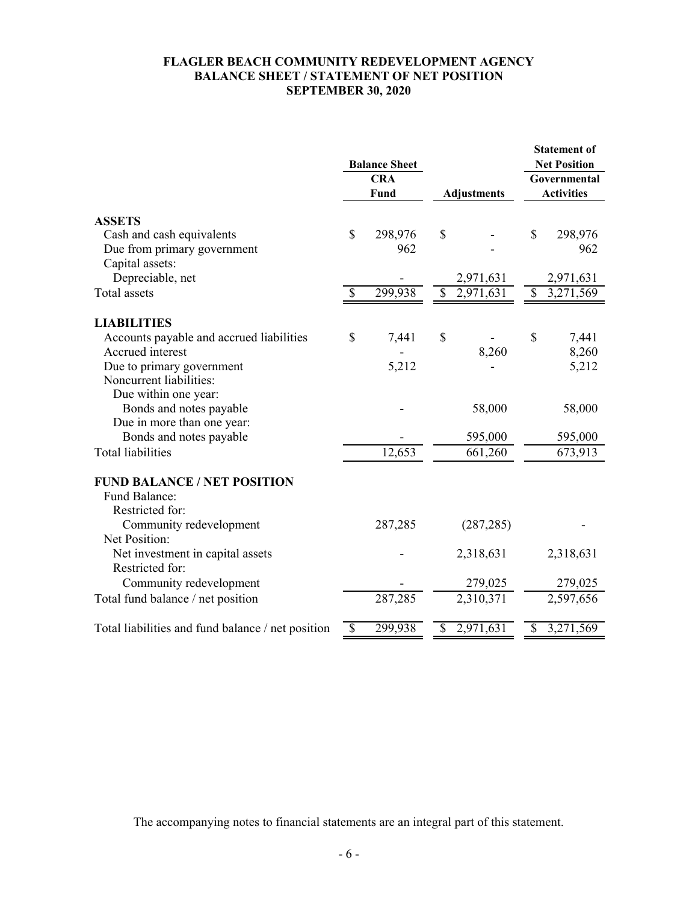**FLAGLER BEACH COMMUNITY REDEVELOPMENT AGENCY**
**BALANCE SHEET / STATEMENT OF NET POSITION**
**SEPTEMBER 30, 2020**

| | Balance Sheet | | Statement of Net Position |
|---|---|---|---|
| | CRA Fund | Adjustments | Governmental Activities |
| **ASSETS** | | | |
| Cash and cash equivalents | $ 298,976 | $ - | $ 298,976 |
| Due from primary government | 962 | - | 962 |
| Capital assets: | | | |
| Depreciable, net | - | 2,971,631 | 2,971,631 |
| Total assets | $ 299,938 | $ 2,971,631 | $ 3,271,569 |
| **LIABILITIES** | | | |
| Accounts payable and accrued liabilities | $ 7,441 | $ - | $ 7,441 |
| Accrued interest | - | 8,260 | 8,260 |
| Due to primary government | 5,212 | - | 5,212 |
| Noncurrent liabilities: | | | |
| Due within one year: | | | |
| Bonds and notes payable | - | 58,000 | 58,000 |
| Due in more than one year: | | | |
| Bonds and notes payable | - | 595,000 | 595,000 |
| Total liabilities | 12,653 | 661,260 | 673,913 |
| **FUND BALANCE / NET POSITION** | | | |
| Fund Balance: | | | |
| Restricted for: | | | |
| Community redevelopment | 287,285 | (287,285) | - |
| Net Position: | | | |
| Net investment in capital assets | - | 2,318,631 | 2,318,631 |
| Restricted for: | | | |
| Community redevelopment | - | 279,025 | 279,025 |
| Total fund balance / net position | 287,285 | 2,310,371 | 2,597,656 |
| Total liabilities and fund balance / net position | $ 299,938 | $ 2,971,631 | $ 3,271,569 |

The accompanying notes to financial statements are an integral part of this statement.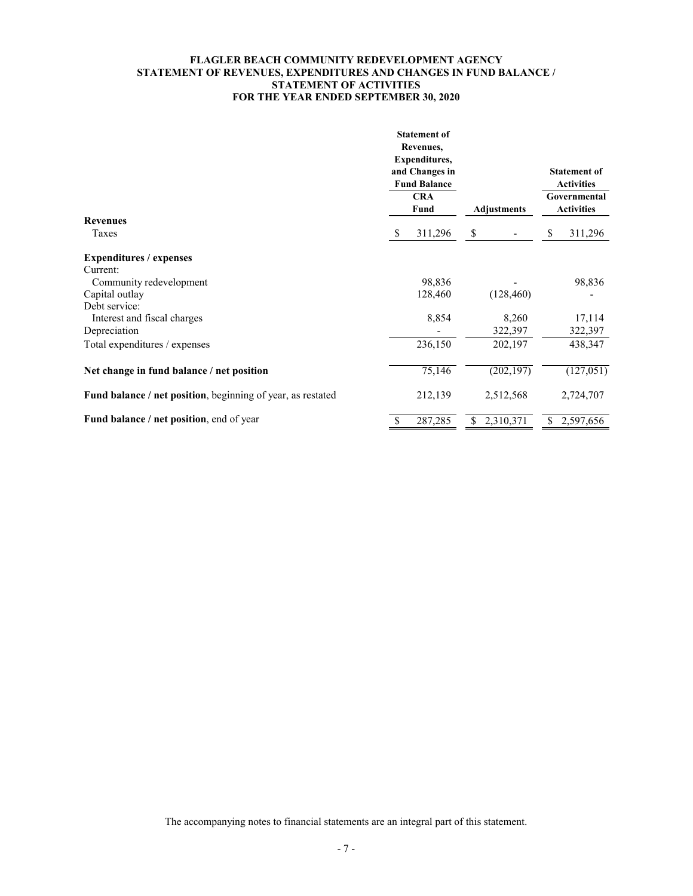**FLAGLER BEACH COMMUNITY REDEVELOPMENT AGENCY**
**STATEMENT OF REVENUES, EXPENDITURES AND CHANGES IN FUND BALANCE /**
**STATEMENT OF ACTIVITIES**
**FOR THE YEAR ENDED SEPTEMBER 30, 2020**

| | Statement of Revenues, Expenditures, and Changes in Fund Balance | | Statement of Activities |
|---|---|---|---|
| | CRA Fund | Adjustments | Governmental Activities |
| **Revenues** | | | |
| Taxes | $ 311,296 | $ - | $ 311,296 |
| **Expenditures / expenses** | | | |
| Current: | | | |
| Community redevelopment | 98,836 | - | 98,836 |
| Capital outlay | 128,460 | (128,460) | - |
| Debt service: | | | |
| Interest and fiscal charges | 8,854 | 8,260 | 17,114 |
| Depreciation | - | 322,397 | 322,397 |
| Total expenditures / expenses | 236,150 | 202,197 | 438,347 |
| **Net change in fund balance / net position** | 75,146 | (202,197) | (127,051) |
| **Fund balance / net position**, beginning of year, as restated | 212,139 | 2,512,568 | 2,724,707 |
| **Fund balance / net position**, end of year | $ 287,285 | $ 2,310,371 | $ 2,597,656 |

The accompanying notes to financial statements are an integral part of this statement.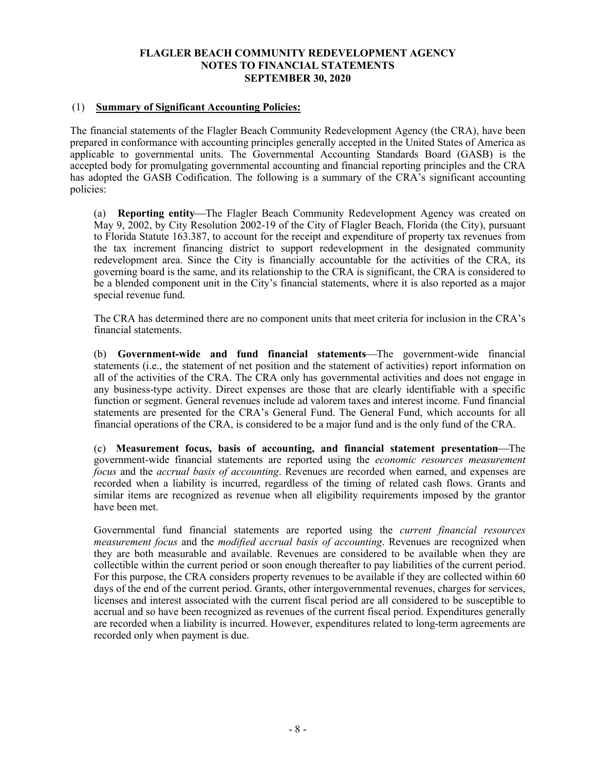**FLAGLER BEACH COMMUNITY REDEVELOPMENT AGENCY**
**NOTES TO FINANCIAL STATEMENTS**
**SEPTEMBER 30, 2020**

## (1) Summary of Significant Accounting Policies:

The financial statements of the Flagler Beach Community Redevelopment Agency (the CRA), have been prepared in conformance with accounting principles generally accepted in the United States of America as applicable to governmental units. The Governmental Accounting Standards Board (GASB) is the accepted body for promulgating governmental accounting and financial reporting principles and the CRA has adopted the GASB Codification. The following is a summary of the CRA's significant accounting policies:

(a) **Reporting entity**—The Flagler Beach Community Redevelopment Agency was created on May 9, 2002, by City Resolution 2002-19 of the City of Flagler Beach, Florida (the City), pursuant to Florida Statute 163.387, to account for the receipt and expenditure of property tax revenues from the tax increment financing district to support redevelopment in the designated community redevelopment area. Since the City is financially accountable for the activities of the CRA, its governing board is the same, and its relationship to the CRA is significant, the CRA is considered to be a blended component unit in the City's financial statements, where it is also reported as a major special revenue fund.

The CRA has determined there are no component units that meet criteria for inclusion in the CRA's financial statements.

(b) **Government-wide and fund financial statements**—The government-wide financial statements (i.e., the statement of net position and the statement of activities) report information on all of the activities of the CRA. The CRA only has governmental activities and does not engage in any business-type activity. Direct expenses are those that are clearly identifiable with a specific function or segment. General revenues include ad valorem taxes and interest income. Fund financial statements are presented for the CRA's General Fund. The General Fund, which accounts for all financial operations of the CRA, is considered to be a major fund and is the only fund of the CRA.

(c) **Measurement focus, basis of accounting, and financial statement presentation**—The government-wide financial statements are reported using the *economic resources measurement focus* and the *accrual basis of accounting*. Revenues are recorded when earned, and expenses are recorded when a liability is incurred, regardless of the timing of related cash flows. Grants and similar items are recognized as revenue when all eligibility requirements imposed by the grantor have been met.

Governmental fund financial statements are reported using the *current financial resources measurement focus* and the *modified accrual basis of accounting*. Revenues are recognized when they are both measurable and available. Revenues are considered to be available when they are collectible within the current period or soon enough thereafter to pay liabilities of the current period. For this purpose, the CRA considers property revenues to be available if they are collected within 60 days of the end of the current period. Grants, other intergovernmental revenues, charges for services, licenses and interest associated with the current fiscal period are all considered to be susceptible to accrual and so have been recognized as revenues of the current fiscal period. Expenditures generally are recorded when a liability is incurred. However, expenditures related to long-term agreements are recorded only when payment is due.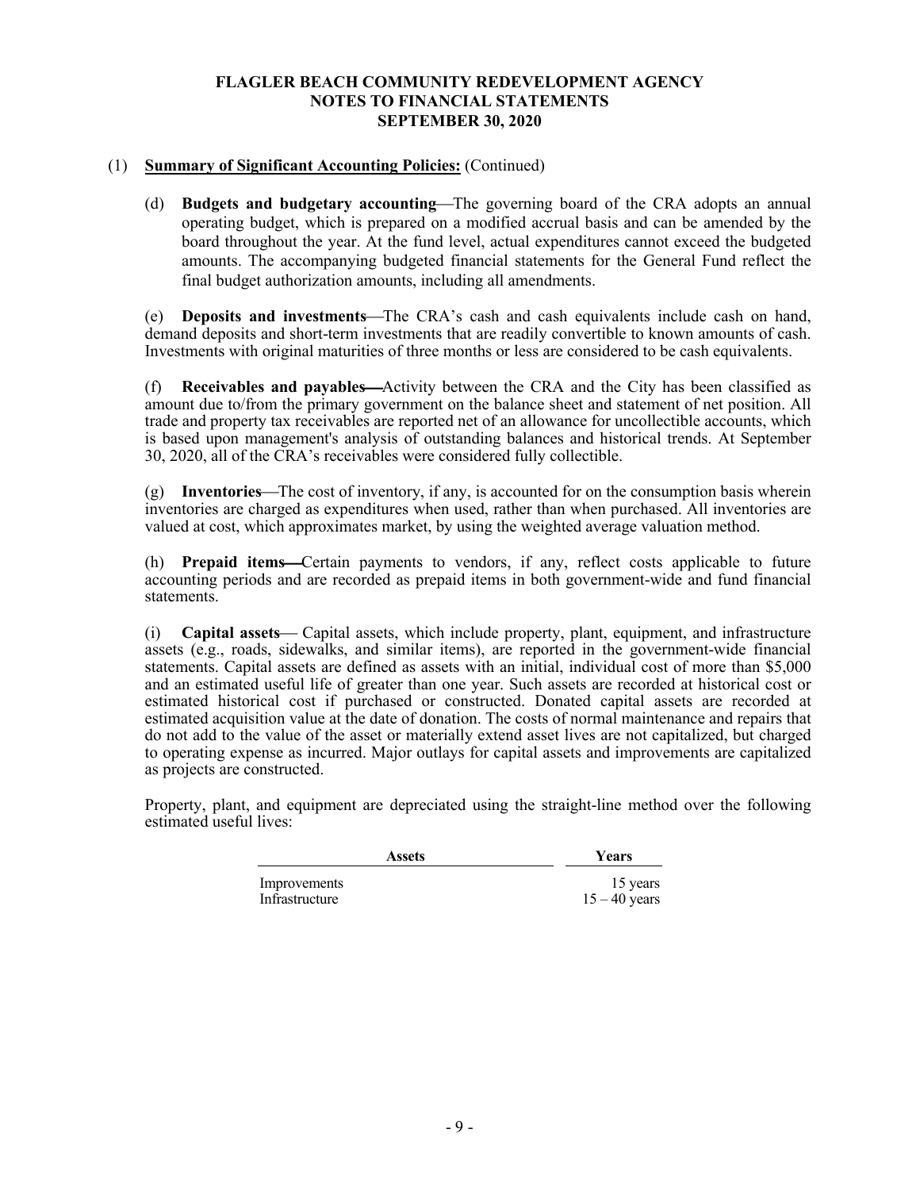# FLAGLER BEACH COMMUNITY REDEVELOPMENT AGENCY
## NOTES TO FINANCIAL STATEMENTS
## SEPTEMBER 30, 2020

(1) **Summary of Significant Accounting Policies:** (Continued)

(d) **Budgets and budgetary accounting**—The governing board of the CRA adopts an annual operating budget, which is prepared on a modified accrual basis and can be amended by the board throughout the year. At the fund level, actual expenditures cannot exceed the budgeted amounts. The accompanying budgeted financial statements for the General Fund reflect the final budget authorization amounts, including all amendments.

(e) **Deposits and investments**—The CRA's cash and cash equivalents include cash on hand, demand deposits and short-term investments that are readily convertible to known amounts of cash. Investments with original maturities of three months or less are considered to be cash equivalents.

(f) **Receivables and payables**—Activity between the CRA and the City has been classified as amount due to/from the primary government on the balance sheet and statement of net position. All trade and property tax receivables are reported net of an allowance for uncollectible accounts, which is based upon management's analysis of outstanding balances and historical trends. At September 30, 2020, all of the CRA's receivables were considered fully collectible.

(g) **Inventories**—The cost of inventory, if any, is accounted for on the consumption basis wherein inventories are charged as expenditures when used, rather than when purchased. All inventories are valued at cost, which approximates market, by using the weighted average valuation method.

(h) **Prepaid items**—Certain payments to vendors, if any, reflect costs applicable to future accounting periods and are recorded as prepaid items in both government-wide and fund financial statements.

(i) **Capital assets**— Capital assets, which include property, plant, equipment, and infrastructure assets (e.g., roads, sidewalks, and similar items), are reported in the government-wide financial statements. Capital assets are defined as assets with an initial, individual cost of more than $5,000 and an estimated useful life of greater than one year. Such assets are recorded at historical cost or estimated historical cost if purchased or constructed. Donated capital assets are recorded at estimated acquisition value at the date of donation. The costs of normal maintenance and repairs that do not add to the value of the asset or materially extend asset lives are not capitalized, but charged to operating expense as incurred. Major outlays for capital assets and improvements are capitalized as projects are constructed.

Property, plant, and equipment are depreciated using the straight-line method over the following estimated useful lives:

| Assets | Years |
|---|---|
| Improvements | 15 years |
| Infrastructure | 15 – 40 years |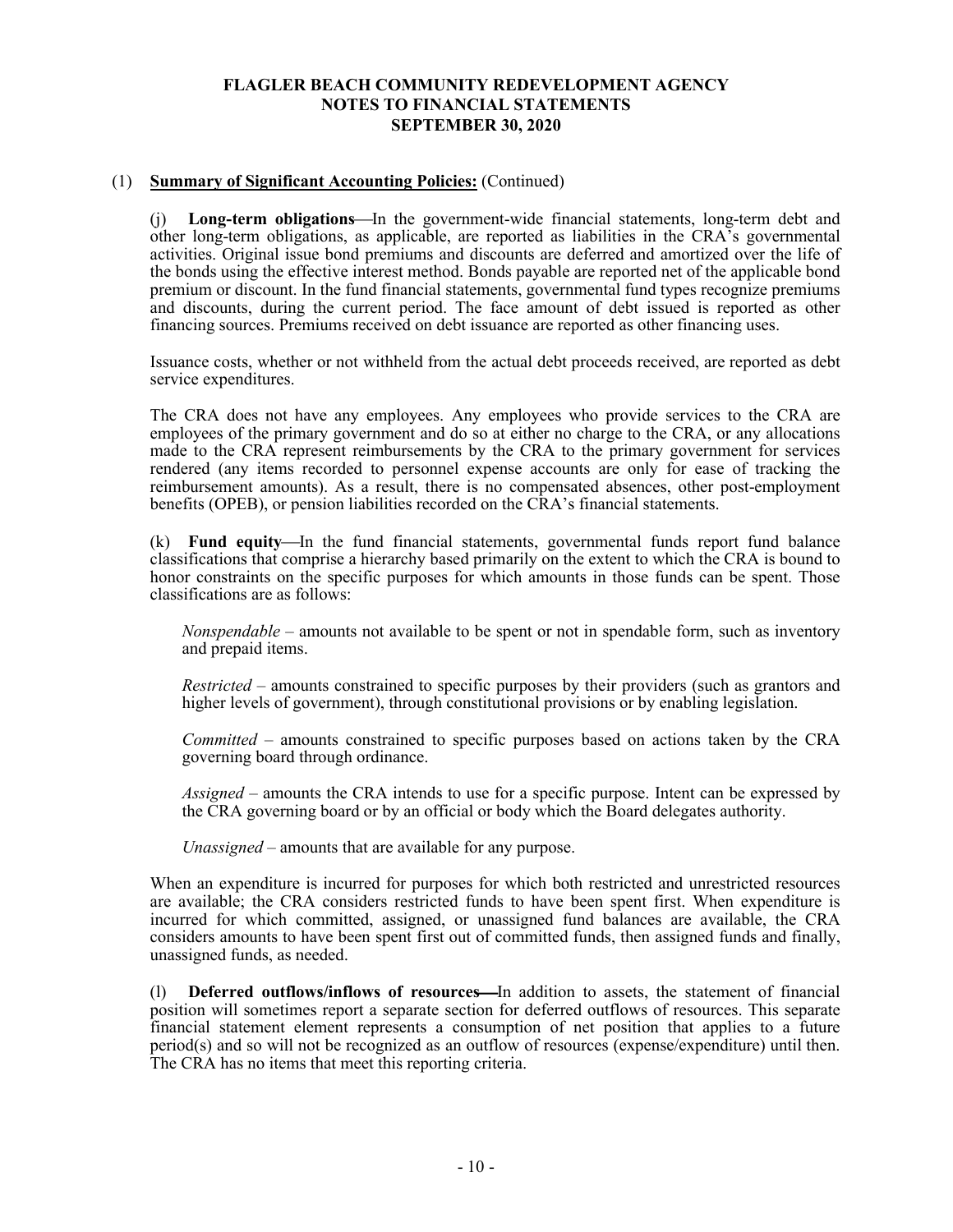**FLAGLER BEACH COMMUNITY REDEVELOPMENT AGENCY**
**NOTES TO FINANCIAL STATEMENTS**
**SEPTEMBER 30, 2020**

(1) **Summary of Significant Accounting Policies:** (Continued)

(j) **Long-term obligations**—In the government-wide financial statements, long-term debt and other long-term obligations, as applicable, are reported as liabilities in the CRA's governmental activities. Original issue bond premiums and discounts are deferred and amortized over the life of the bonds using the effective interest method. Bonds payable are reported net of the applicable bond premium or discount. In the fund financial statements, governmental fund types recognize premiums and discounts, during the current period. The face amount of debt issued is reported as other financing sources. Premiums received on debt issuance are reported as other financing uses.

Issuance costs, whether or not withheld from the actual debt proceeds received, are reported as debt service expenditures.

The CRA does not have any employees. Any employees who provide services to the CRA are employees of the primary government and do so at either no charge to the CRA, or any allocations made to the CRA represent reimbursements by the CRA to the primary government for services rendered (any items recorded to personnel expense accounts are only for ease of tracking the reimbursement amounts). As a result, there is no compensated absences, other post-employment benefits (OPEB), or pension liabilities recorded on the CRA's financial statements.

(k) **Fund equity**—In the fund financial statements, governmental funds report fund balance classifications that comprise a hierarchy based primarily on the extent to which the CRA is bound to honor constraints on the specific purposes for which amounts in those funds can be spent. Those classifications are as follows:

*Nonspendable* – amounts not available to be spent or not in spendable form, such as inventory and prepaid items.

*Restricted* – amounts constrained to specific purposes by their providers (such as grantors and higher levels of government), through constitutional provisions or by enabling legislation.

*Committed* – amounts constrained to specific purposes based on actions taken by the CRA governing board through ordinance.

*Assigned* – amounts the CRA intends to use for a specific purpose. Intent can be expressed by the CRA governing board or by an official or body which the Board delegates authority.

*Unassigned* – amounts that are available for any purpose.

When an expenditure is incurred for purposes for which both restricted and unrestricted resources are available; the CRA considers restricted funds to have been spent first. When expenditure is incurred for which committed, assigned, or unassigned fund balances are available, the CRA considers amounts to have been spent first out of committed funds, then assigned funds and finally, unassigned funds, as needed.

(l) **Deferred outflows/inflows of resources**—In addition to assets, the statement of financial position will sometimes report a separate section for deferred outflows of resources. This separate financial statement element represents a consumption of net position that applies to a future period(s) and so will not be recognized as an outflow of resources (expense/expenditure) until then. The CRA has no items that meet this reporting criteria.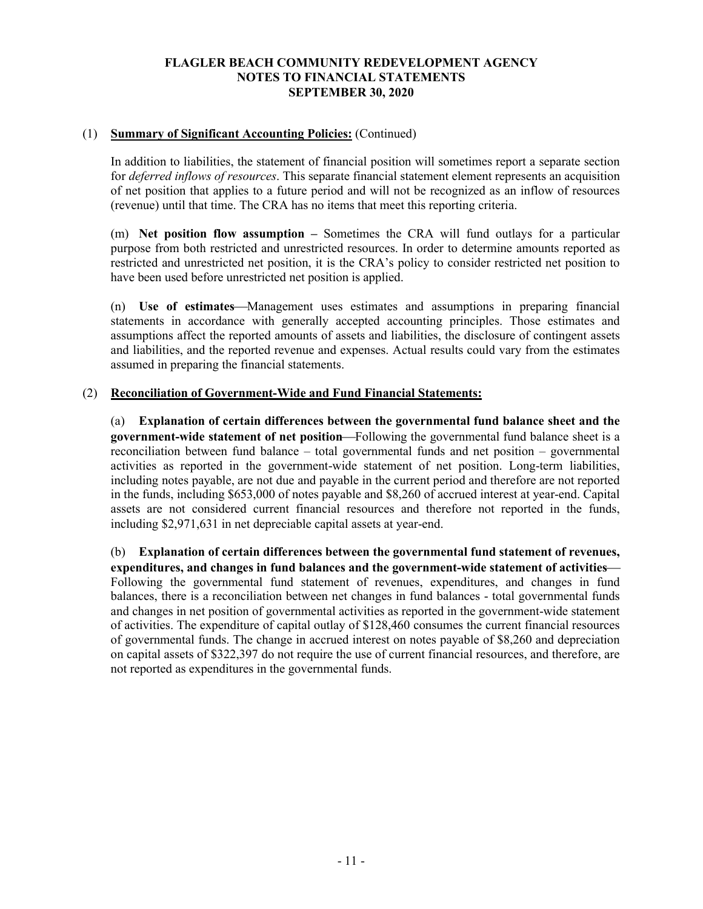# FLAGLER BEACH COMMUNITY REDEVELOPMENT AGENCY
# NOTES TO FINANCIAL STATEMENTS
# SEPTEMBER 30, 2020

(1) **Summary of Significant Accounting Policies:** (Continued)

In addition to liabilities, the statement of financial position will sometimes report a separate section for *deferred inflows of resources*. This separate financial statement element represents an acquisition of net position that applies to a future period and will not be recognized as an inflow of resources (revenue) until that time. The CRA has no items that meet this reporting criteria.

(m) **Net position flow assumption –** Sometimes the CRA will fund outlays for a particular purpose from both restricted and unrestricted resources. In order to determine amounts reported as restricted and unrestricted net position, it is the CRA's policy to consider restricted net position to have been used before unrestricted net position is applied.

(n) **Use of estimates**—Management uses estimates and assumptions in preparing financial statements in accordance with generally accepted accounting principles. Those estimates and assumptions affect the reported amounts of assets and liabilities, the disclosure of contingent assets and liabilities, and the reported revenue and expenses. Actual results could vary from the estimates assumed in preparing the financial statements.

(2) **Reconciliation of Government-Wide and Fund Financial Statements:**

(a) **Explanation of certain differences between the governmental fund balance sheet and the government-wide statement of net position**—Following the governmental fund balance sheet is a reconciliation between fund balance – total governmental funds and net position – governmental activities as reported in the government-wide statement of net position. Long-term liabilities, including notes payable, are not due and payable in the current period and therefore are not reported in the funds, including $653,000 of notes payable and $8,260 of accrued interest at year-end. Capital assets are not considered current financial resources and therefore not reported in the funds, including $2,971,631 in net depreciable capital assets at year-end.

(b) **Explanation of certain differences between the governmental fund statement of revenues, expenditures, and changes in fund balances and the government-wide statement of activities**—Following the governmental fund statement of revenues, expenditures, and changes in fund balances, there is a reconciliation between net changes in fund balances - total governmental funds and changes in net position of governmental activities as reported in the government-wide statement of activities. The expenditure of capital outlay of $128,460 consumes the current financial resources of governmental funds. The change in accrued interest on notes payable of $8,260 and depreciation on capital assets of $322,397 do not require the use of current financial resources, and therefore, are not reported as expenditures in the governmental funds.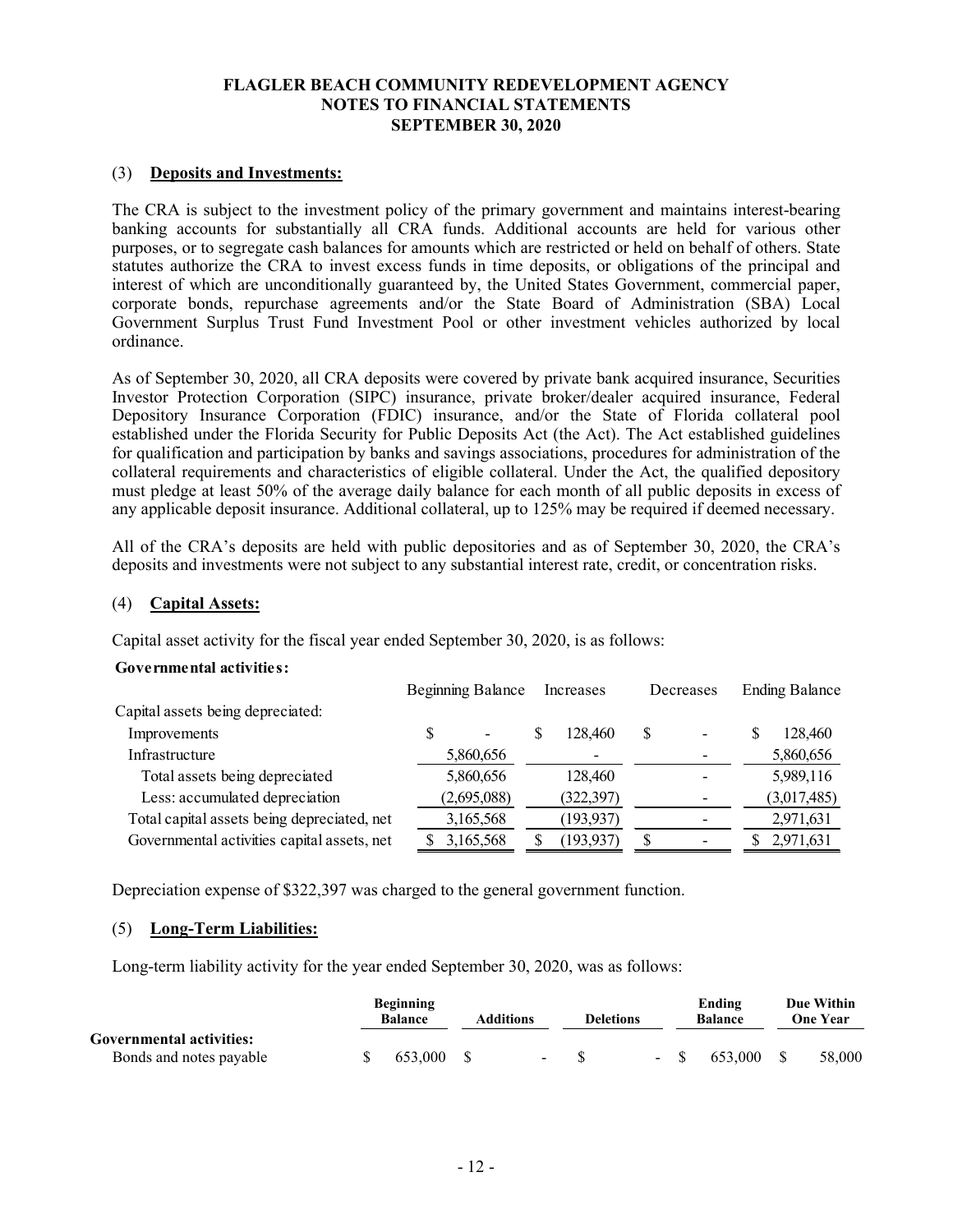# FLAGLER BEACH COMMUNITY REDEVELOPMENT AGENCY
## NOTES TO FINANCIAL STATEMENTS
## SEPTEMBER 30, 2020

### (3) Deposits and Investments:

The CRA is subject to the investment policy of the primary government and maintains interest-bearing banking accounts for substantially all CRA funds. Additional accounts are held for various other purposes, or to segregate cash balances for amounts which are restricted or held on behalf of others. State statutes authorize the CRA to invest excess funds in time deposits, or obligations of the principal and interest of which are unconditionally guaranteed by, the United States Government, commercial paper, corporate bonds, repurchase agreements and/or the State Board of Administration (SBA) Local Government Surplus Trust Fund Investment Pool or other investment vehicles authorized by local ordinance.

As of September 30, 2020, all CRA deposits were covered by private bank acquired insurance, Securities Investor Protection Corporation (SIPC) insurance, private broker/dealer acquired insurance, Federal Depository Insurance Corporation (FDIC) insurance, and/or the State of Florida collateral pool established under the Florida Security for Public Deposits Act (the Act). The Act established guidelines for qualification and participation by banks and savings associations, procedures for administration of the collateral requirements and characteristics of eligible collateral. Under the Act, the qualified depository must pledge at least 50% of the average daily balance for each month of all public deposits in excess of any applicable deposit insurance. Additional collateral, up to 125% may be required if deemed necessary.

All of the CRA's deposits are held with public depositories and as of September 30, 2020, the CRA's deposits and investments were not subject to any substantial interest rate, credit, or concentration risks.

### (4) Capital Assets:

Capital asset activity for the fiscal year ended September 30, 2020, is as follows:

**Governmental activities:**

| | Beginning Balance | Increases | Decreases | Ending Balance |
|---|---|---|---|---|
| Capital assets being depreciated: | | | | |
| Improvements | $ - | $ 128,460 | $ - | $ 128,460 |
| Infrastructure | 5,860,656 | - | - | 5,860,656 |
| Total assets being depreciated | 5,860,656 | 128,460 | - | 5,989,116 |
| Less: accumulated depreciation | (2,695,088) | (322,397) | - | (3,017,485) |
| Total capital assets being depreciated, net | 3,165,568 | (193,937) | - | 2,971,631 |
| Governmental activities capital assets, net | $ 3,165,568 | $ (193,937) | $ - | $ 2,971,631 |

Depreciation expense of $322,397 was charged to the general government function.

### (5) Long-Term Liabilities:

Long-term liability activity for the year ended September 30, 2020, was as follows:

| | Beginning Balance | Additions | Deletions | Ending Balance | Due Within One Year |
|---|---|---|---|---|---|
| **Governmental activities:** | | | | | |
| Bonds and notes payable | $ 653,000 | $ - | $ - | $ 653,000 | $ 58,000 |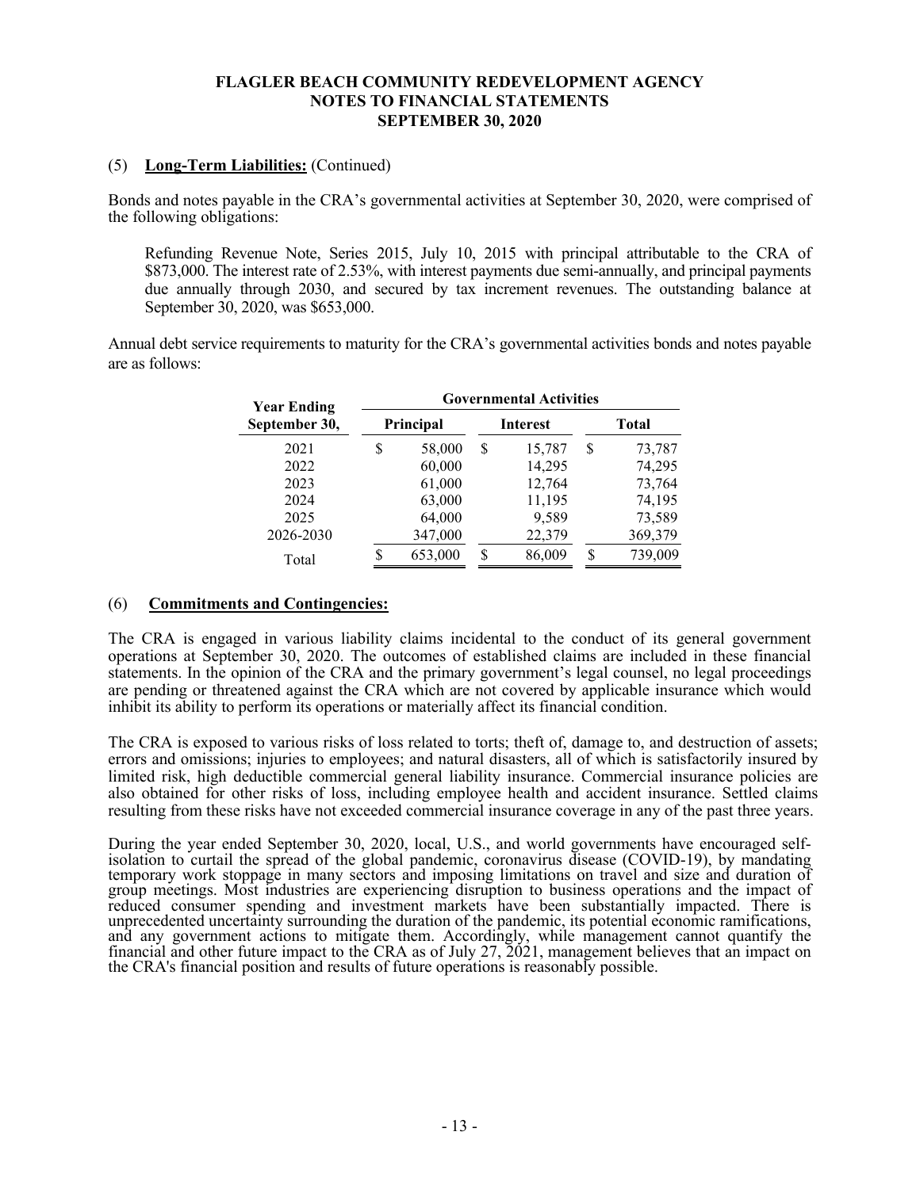# FLAGLER BEACH COMMUNITY REDEVELOPMENT AGENCY
## NOTES TO FINANCIAL STATEMENTS
## SEPTEMBER 30, 2020

(5) **Long-Term Liabilities:** (Continued)

Bonds and notes payable in the CRA's governmental activities at September 30, 2020, were comprised of the following obligations:

Refunding Revenue Note, Series 2015, July 10, 2015 with principal attributable to the CRA of $873,000. The interest rate of 2.53%, with interest payments due semi-annually, and principal payments due annually through 2030, and secured by tax increment revenues. The outstanding balance at September 30, 2020, was $653,000.

Annual debt service requirements to maturity for the CRA's governmental activities bonds and notes payable are as follows:

| Year Ending September 30, | Governmental Activities | | |
|---|---|---|---|
| | Principal | Interest | Total |
| 2021 | $ 58,000 | $ 15,787 | $ 73,787 |
| 2022 | 60,000 | 14,295 | 74,295 |
| 2023 | 61,000 | 12,764 | 73,764 |
| 2024 | 63,000 | 11,195 | 74,195 |
| 2025 | 64,000 | 9,589 | 73,589 |
| 2026-2030 | 347,000 | 22,379 | 369,379 |
| Total | $ 653,000 | $ 86,009 | $ 739,009 |

(6) **Commitments and Contingencies:**

The CRA is engaged in various liability claims incidental to the conduct of its general government operations at September 30, 2020. The outcomes of established claims are included in these financial statements. In the opinion of the CRA and the primary government's legal counsel, no legal proceedings are pending or threatened against the CRA which are not covered by applicable insurance which would inhibit its ability to perform its operations or materially affect its financial condition.

The CRA is exposed to various risks of loss related to torts; theft of, damage to, and destruction of assets; errors and omissions; injuries to employees; and natural disasters, all of which is satisfactorily insured by limited risk, high deductible commercial general liability insurance. Commercial insurance policies are also obtained for other risks of loss, including employee health and accident insurance. Settled claims resulting from these risks have not exceeded commercial insurance coverage in any of the past three years.

During the year ended September 30, 2020, local, U.S., and world governments have encouraged self-isolation to curtail the spread of the global pandemic, coronavirus disease (COVID-19), by mandating temporary work stoppage in many sectors and imposing limitations on travel and size and duration of group meetings. Most industries are experiencing disruption to business operations and the impact of reduced consumer spending and investment markets have been substantially impacted. There is unprecedented uncertainty surrounding the duration of the pandemic, its potential economic ramifications, and any government actions to mitigate them. Accordingly, while management cannot quantify the financial and other future impact to the CRA as of July 27, 2021, management believes that an impact on the CRA's financial position and results of future operations is reasonably possible.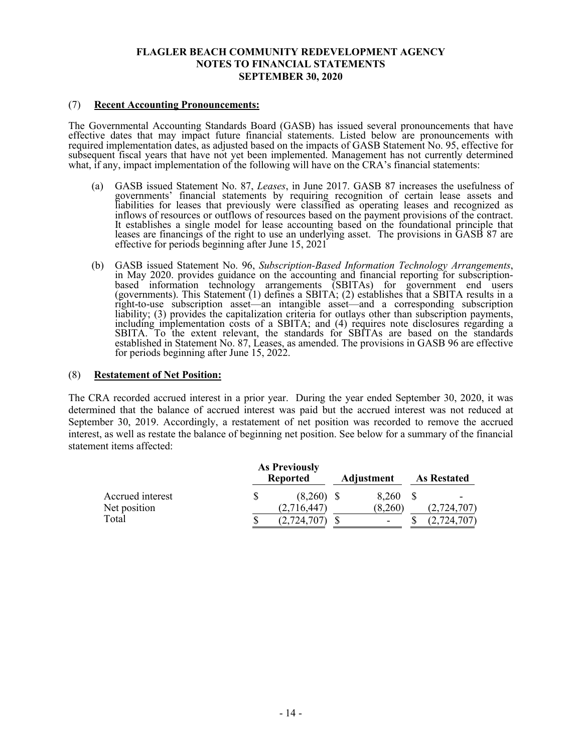# FLAGLER BEACH COMMUNITY REDEVELOPMENT AGENCY
## NOTES TO FINANCIAL STATEMENTS
## SEPTEMBER 30, 2020

## (7) Recent Accounting Pronouncements:

The Governmental Accounting Standards Board (GASB) has issued several pronouncements that have effective dates that may impact future financial statements. Listed below are pronouncements with required implementation dates, as adjusted based on the impacts of GASB Statement No. 95, effective for subsequent fiscal years that have not yet been implemented. Management has not currently determined what, if any, impact implementation of the following will have on the CRA's financial statements:

(a) GASB issued Statement No. 87, *Leases*, in June 2017. GASB 87 increases the usefulness of governments' financial statements by requiring recognition of certain lease assets and liabilities for leases that previously were classified as operating leases and recognized as inflows of resources or outflows of resources based on the payment provisions of the contract. It establishes a single model for lease accounting based on the foundational principle that leases are financings of the right to use an underlying asset. The provisions in GASB 87 are effective for periods beginning after June 15, 2021

(b) GASB issued Statement No. 96, *Subscription-Based Information Technology Arrangements*, in May 2020. provides guidance on the accounting and financial reporting for subscription-based information technology arrangements (SBITAs) for government end users (governments). This Statement (1) defines a SBITA; (2) establishes that a SBITA results in a right-to-use subscription asset—an intangible asset—and a corresponding subscription liability; (3) provides the capitalization criteria for outlays other than subscription payments, including implementation costs of a SBITA; and (4) requires note disclosures regarding a SBITA. To the extent relevant, the standards for SBITAs are based on the standards established in Statement No. 87, Leases, as amended. The provisions in GASB 96 are effective for periods beginning after June 15, 2022.

## (8) Restatement of Net Position:

The CRA recorded accrued interest in a prior year. During the year ended September 30, 2020, it was determined that the balance of accrued interest was paid but the accrued interest was not reduced at September 30, 2019. Accordingly, a restatement of net position was recorded to remove the accrued interest, as well as restate the balance of beginning net position. See below for a summary of the financial statement items affected:

| | As Previously Reported | Adjustment | As Restated |
|---|---|---|---|
| Accrued interest | $ (8,260) | $ 8,260 | $ - |
| Net position | (2,716,447) | (8,260) | (2,724,707) |
| Total | $ (2,724,707) | $ - | $ (2,724,707) |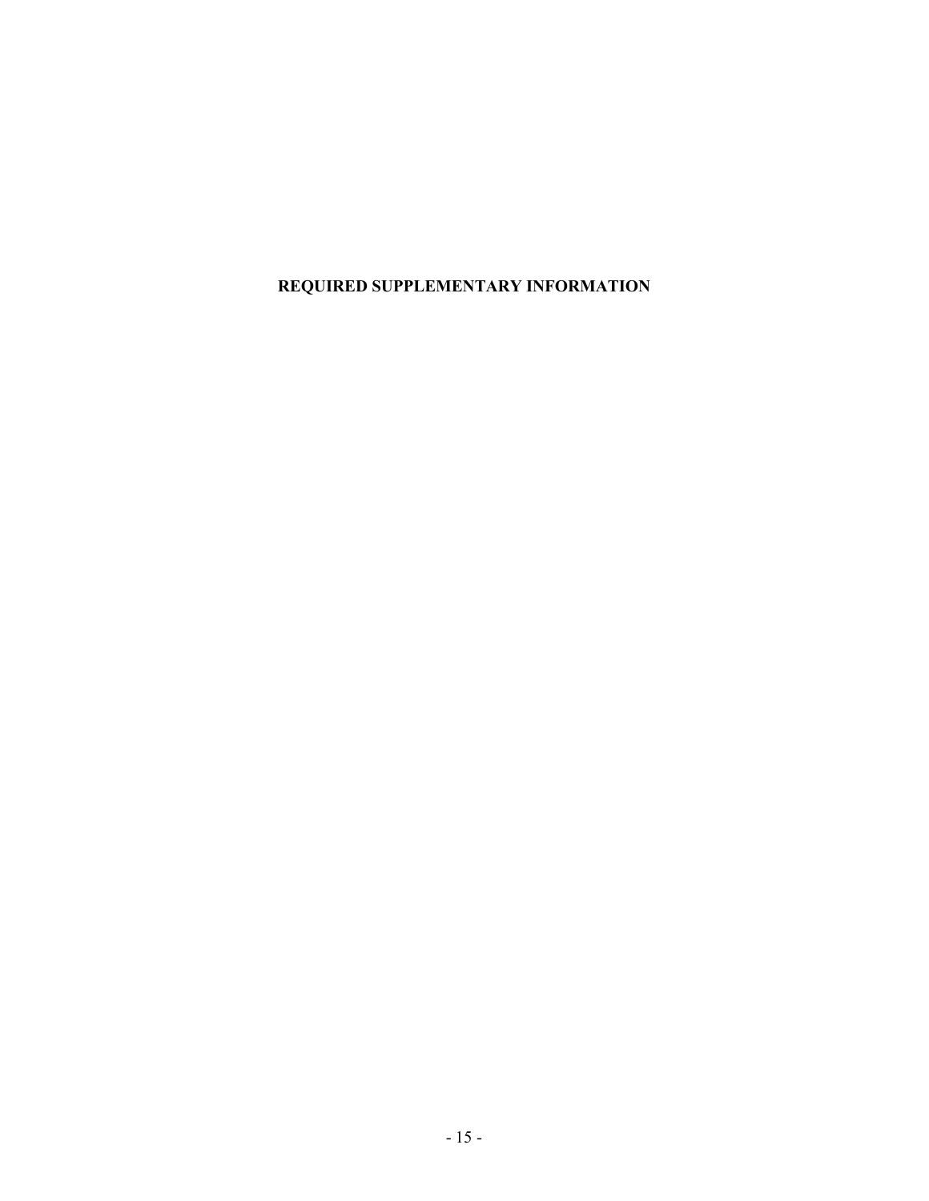# REQUIRED SUPPLEMENTARY INFORMATION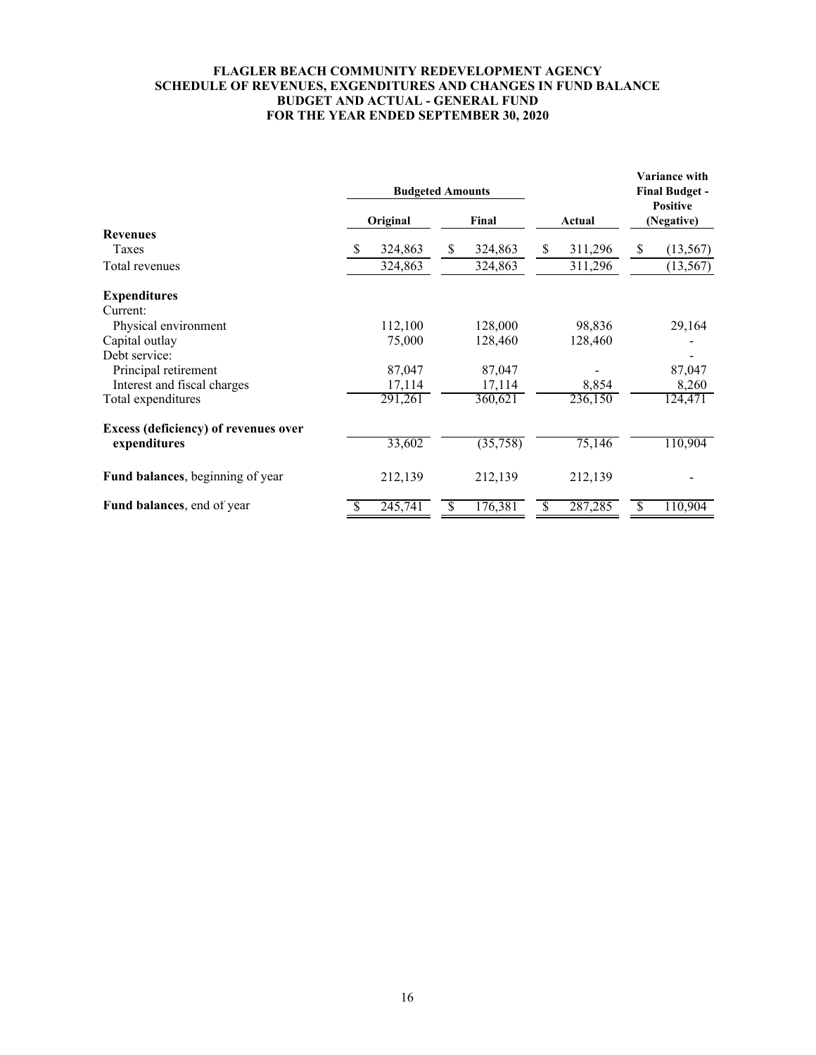**FLAGLER BEACH COMMUNITY REDEVELOPMENT AGENCY**
**SCHEDULE OF REVENUES, EXGENDITURES AND CHANGES IN FUND BALANCE**
**BUDGET AND ACTUAL - GENERAL FUND**
**FOR THE YEAR ENDED SEPTEMBER 30, 2020**

| | Budgeted Amounts | | | Variance with Final Budget - Positive (Negative) |
|---|---|---|---|---|
| | Original | Final | Actual | |
| **Revenues** | | | | |
| Taxes | $ 324,863 | $ 324,863 | $ 311,296 | $ (13,567) |
| Total revenues | 324,863 | 324,863 | 311,296 | (13,567) |
| **Expenditures** | | | | |
| Current: | | | | |
| Physical environment | 112,100 | 128,000 | 98,836 | 29,164 |
| Capital outlay | 75,000 | 128,460 | 128,460 | - |
| Debt service: | | | | - |
| Principal retirement | 87,047 | 87,047 | - | 87,047 |
| Interest and fiscal charges | 17,114 | 17,114 | 8,854 | 8,260 |
| Total expenditures | 291,261 | 360,621 | 236,150 | 124,471 |
| **Excess (deficiency) of revenues over expenditures** | 33,602 | (35,758) | 75,146 | 110,904 |
| **Fund balances**, beginning of year | 212,139 | 212,139 | 212,139 | - |
| **Fund balances**, end of year | $ 245,741 | $ 176,381 | $ 287,285 | $ 110,904 |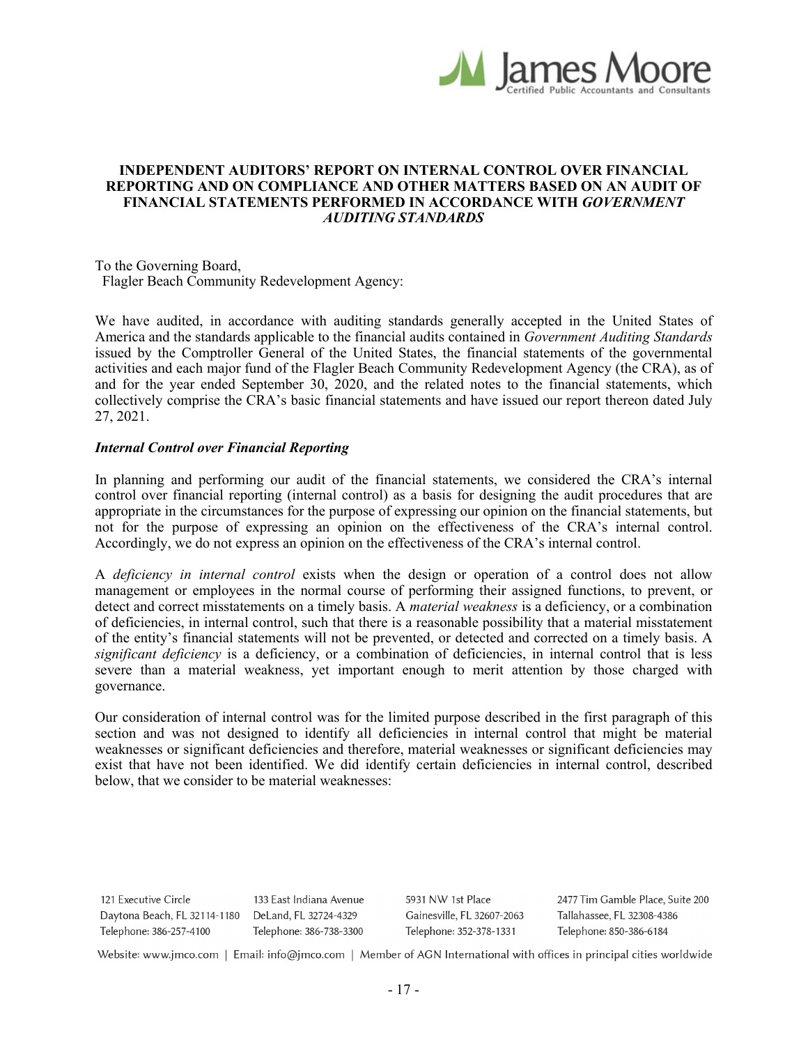# INDEPENDENT AUDITORS' REPORT ON INTERNAL CONTROL OVER FINANCIAL REPORTING AND ON COMPLIANCE AND OTHER MATTERS BASED ON AN AUDIT OF FINANCIAL STATEMENTS PERFORMED IN ACCORDANCE WITH *GOVERNMENT AUDITING STANDARDS*

To the Governing Board,
Flagler Beach Community Redevelopment Agency:

We have audited, in accordance with auditing standards generally accepted in the United States of America and the standards applicable to the financial audits contained in *Government Auditing Standards* issued by the Comptroller General of the United States, the financial statements of the governmental activities and each major fund of the Flagler Beach Community Redevelopment Agency (the CRA), as of and for the year ended September 30, 2020, and the related notes to the financial statements, which collectively comprise the CRA's basic financial statements and have issued our report thereon dated July 27, 2021.

***Internal Control over Financial Reporting***

In planning and performing our audit of the financial statements, we considered the CRA's internal control over financial reporting (internal control) as a basis for designing the audit procedures that are appropriate in the circumstances for the purpose of expressing our opinion on the financial statements, but not for the purpose of expressing an opinion on the effectiveness of the CRA's internal control. Accordingly, we do not express an opinion on the effectiveness of the CRA's internal control.

A *deficiency in internal control* exists when the design or operation of a control does not allow management or employees in the normal course of performing their assigned functions, to prevent, or detect and correct misstatements on a timely basis. A *material weakness* is a deficiency, or a combination of deficiencies, in internal control, such that there is a reasonable possibility that a material misstatement of the entity's financial statements will not be prevented, or detected and corrected on a timely basis. A *significant deficiency* is a deficiency, or a combination of deficiencies, in internal control that is less severe than a material weakness, yet important enough to merit attention by those charged with governance.

Our consideration of internal control was for the limited purpose described in the first paragraph of this section and was not designed to identify all deficiencies in internal control that might be material weaknesses or significant deficiencies and therefore, material weaknesses or significant deficiencies may exist that have not been identified. We did identify certain deficiencies in internal control, described below, that we consider to be material weaknesses: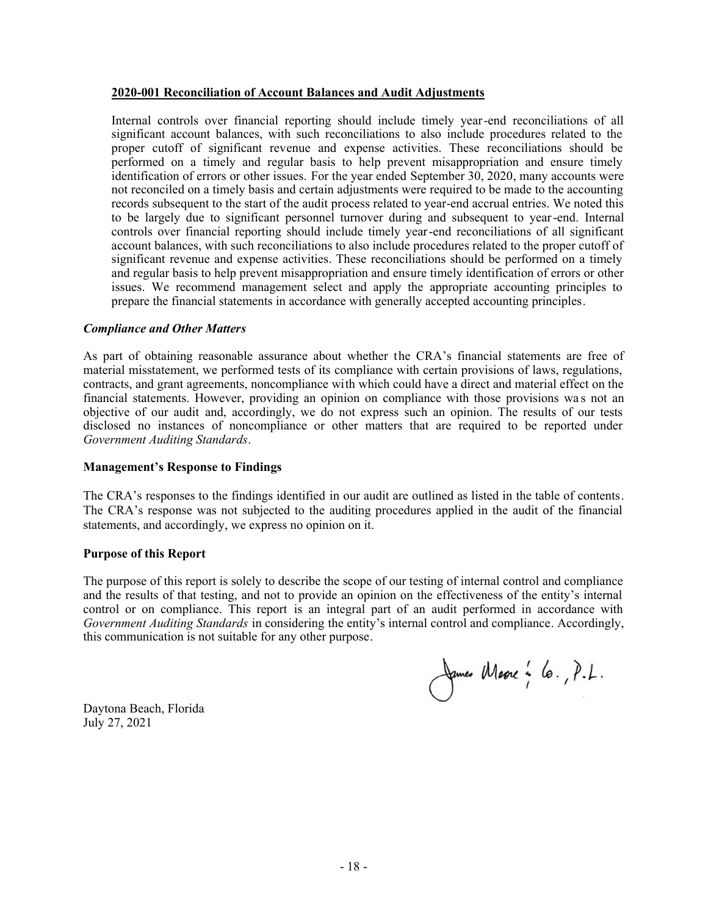**2020-001 Reconciliation of Account Balances and Audit Adjustments**

Internal controls over financial reporting should include timely year-end reconciliations of all significant account balances, with such reconciliations to also include procedures related to the proper cutoff of significant revenue and expense activities. These reconciliations should be performed on a timely and regular basis to help prevent misappropriation and ensure timely identification of errors or other issues. For the year ended September 30, 2020, many accounts were not reconciled on a timely basis and certain adjustments were required to be made to the accounting records subsequent to the start of the audit process related to year-end accrual entries. We noted this to be largely due to significant personnel turnover during and subsequent to year-end. Internal controls over financial reporting should include timely year-end reconciliations of all significant account balances, with such reconciliations to also include procedures related to the proper cutoff of significant revenue and expense activities. These reconciliations should be performed on a timely and regular basis to help prevent misappropriation and ensure timely identification of errors or other issues. We recommend management select and apply the appropriate accounting principles to prepare the financial statements in accordance with generally accepted accounting principles.

***Compliance and Other Matters***

As part of obtaining reasonable assurance about whether the CRA's financial statements are free of material misstatement, we performed tests of its compliance with certain provisions of laws, regulations, contracts, and grant agreements, noncompliance with which could have a direct and material effect on the financial statements. However, providing an opinion on compliance with those provisions was not an objective of our audit and, accordingly, we do not express such an opinion. The results of our tests disclosed no instances of noncompliance or other matters that are required to be reported under *Government Auditing Standards*.

**Management's Response to Findings**

The CRA's responses to the findings identified in our audit are outlined as listed in the table of contents. The CRA's response was not subjected to the auditing procedures applied in the audit of the financial statements, and accordingly, we express no opinion on it.

**Purpose of this Report**

The purpose of this report is solely to describe the scope of our testing of internal control and compliance and the results of that testing, and not to provide an opinion on the effectiveness of the entity's internal control or on compliance. This report is an integral part of an audit performed in accordance with *Government Auditing Standards* in considering the entity's internal control and compliance. Accordingly, this communication is not suitable for any other purpose.

James Moore & Co., P.L.

Daytona Beach, Florida
July 27, 2021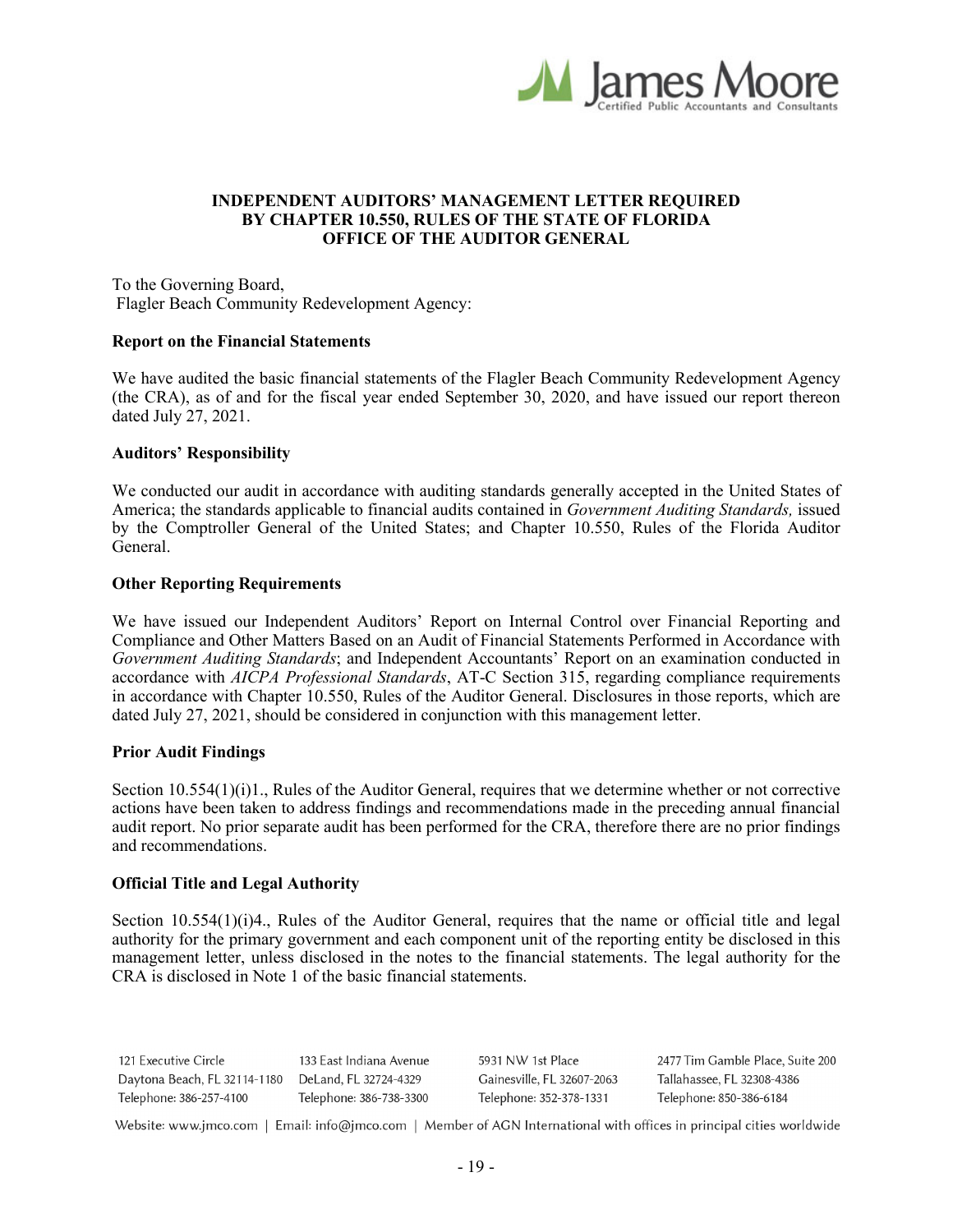# INDEPENDENT AUDITORS' MANAGEMENT LETTER REQUIRED BY CHAPTER 10.550, RULES OF THE STATE OF FLORIDA OFFICE OF THE AUDITOR GENERAL

To the Governing Board,
Flagler Beach Community Redevelopment Agency:

**Report on the Financial Statements**

We have audited the basic financial statements of the Flagler Beach Community Redevelopment Agency (the CRA), as of and for the fiscal year ended September 30, 2020, and have issued our report thereon dated July 27, 2021.

**Auditors' Responsibility**

We conducted our audit in accordance with auditing standards generally accepted in the United States of America; the standards applicable to financial audits contained in *Government Auditing Standards,* issued by the Comptroller General of the United States; and Chapter 10.550, Rules of the Florida Auditor General.

**Other Reporting Requirements**

We have issued our Independent Auditors' Report on Internal Control over Financial Reporting and Compliance and Other Matters Based on an Audit of Financial Statements Performed in Accordance with *Government Auditing Standards*; and Independent Accountants' Report on an examination conducted in accordance with *AICPA Professional Standards*, AT-C Section 315, regarding compliance requirements in accordance with Chapter 10.550, Rules of the Auditor General. Disclosures in those reports, which are dated July 27, 2021, should be considered in conjunction with this management letter.

**Prior Audit Findings**

Section 10.554(1)(i)1., Rules of the Auditor General, requires that we determine whether or not corrective actions have been taken to address findings and recommendations made in the preceding annual financial audit report. No prior separate audit has been performed for the CRA, therefore there are no prior findings and recommendations.

**Official Title and Legal Authority**

Section 10.554(1)(i)4., Rules of the Auditor General, requires that the name or official title and legal authority for the primary government and each component unit of the reporting entity be disclosed in this management letter, unless disclosed in the notes to the financial statements. The legal authority for the CRA is disclosed in Note 1 of the basic financial statements.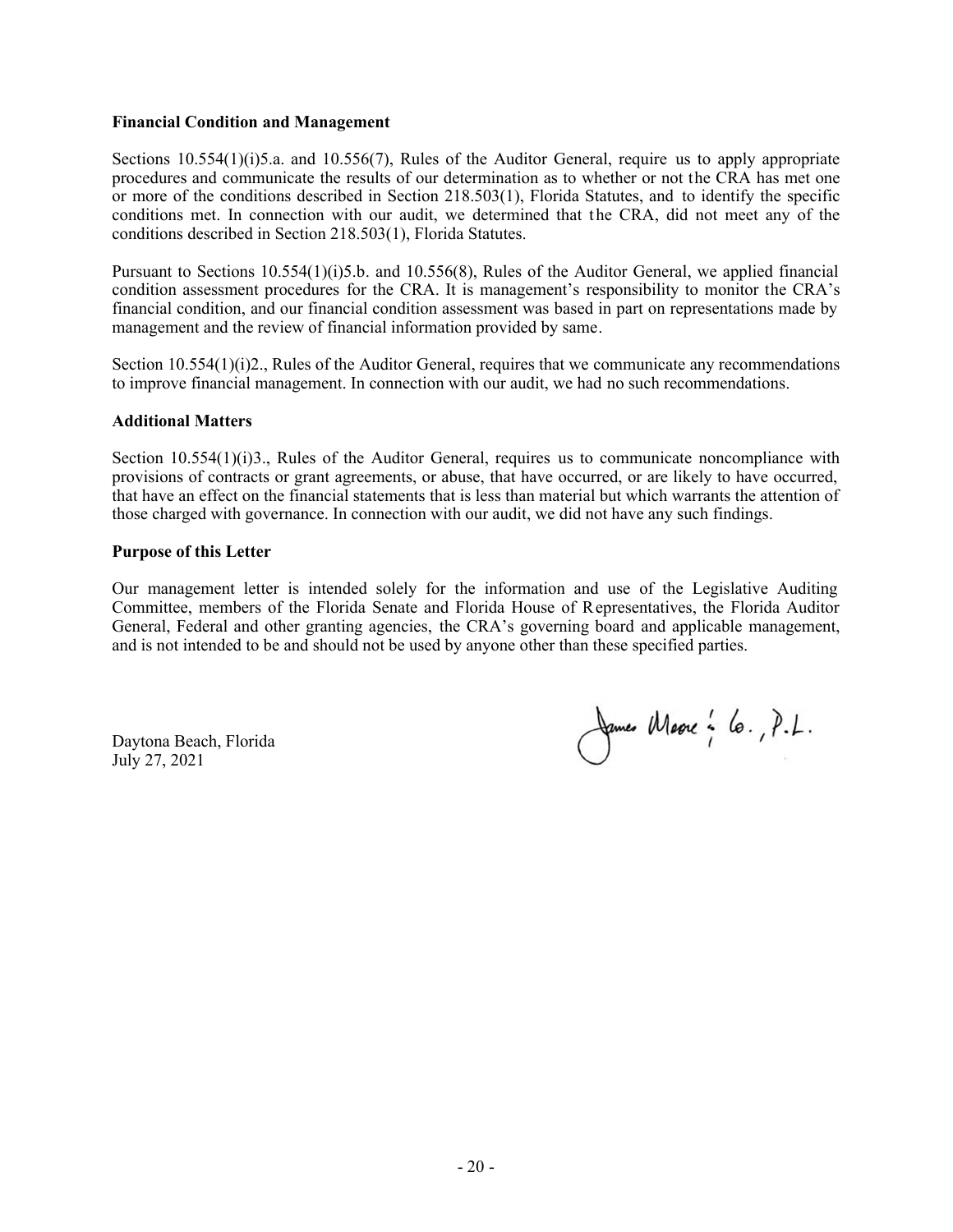**Financial Condition and Management**

Sections 10.554(1)(i)5.a. and 10.556(7), Rules of the Auditor General, require us to apply appropriate procedures and communicate the results of our determination as to whether or not the CRA has met one or more of the conditions described in Section 218.503(1), Florida Statutes, and to identify the specific conditions met. In connection with our audit, we determined that the CRA, did not meet any of the conditions described in Section 218.503(1), Florida Statutes.

Pursuant to Sections 10.554(1)(i)5.b. and 10.556(8), Rules of the Auditor General, we applied financial condition assessment procedures for the CRA. It is management's responsibility to monitor the CRA's financial condition, and our financial condition assessment was based in part on representations made by management and the review of financial information provided by same.

Section 10.554(1)(i)2., Rules of the Auditor General, requires that we communicate any recommendations to improve financial management. In connection with our audit, we had no such recommendations.

**Additional Matters**

Section 10.554(1)(i)3., Rules of the Auditor General, requires us to communicate noncompliance with provisions of contracts or grant agreements, or abuse, that have occurred, or are likely to have occurred, that have an effect on the financial statements that is less than material but which warrants the attention of those charged with governance. In connection with our audit, we did not have any such findings.

**Purpose of this Letter**

Our management letter is intended solely for the information and use of the Legislative Auditing Committee, members of the Florida Senate and Florida House of Representatives, the Florida Auditor General, Federal and other granting agencies, the CRA's governing board and applicable management, and is not intended to be and should not be used by anyone other than these specified parties.

James Moore & Co., P.L.

Daytona Beach, Florida
July 27, 2021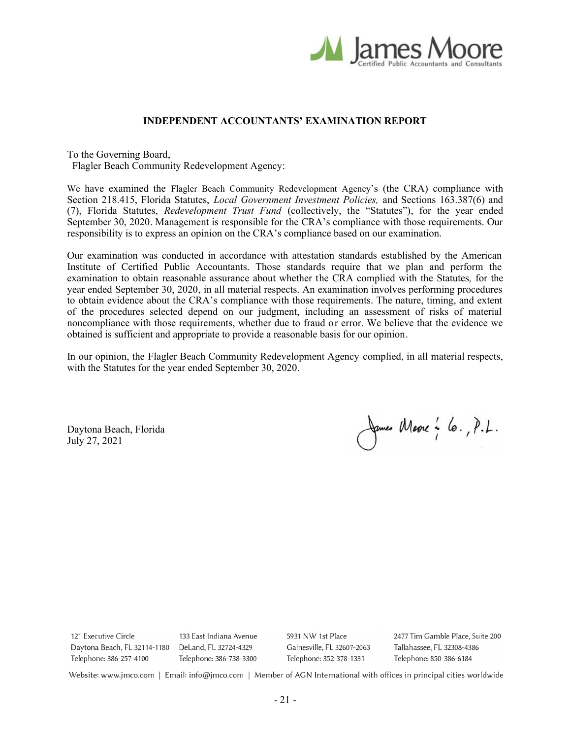**INDEPENDENT ACCOUNTANTS' EXAMINATION REPORT**

To the Governing Board,
Flagler Beach Community Redevelopment Agency:

We have examined the Flagler Beach Community Redevelopment Agency's (the CRA) compliance with Section 218.415, Florida Statutes, *Local Government Investment Policies,* and Sections 163.387(6) and (7), Florida Statutes, *Redevelopment Trust Fund* (collectively, the "Statutes"), for the year ended September 30, 2020. Management is responsible for the CRA's compliance with those requirements. Our responsibility is to express an opinion on the CRA's compliance based on our examination.

Our examination was conducted in accordance with attestation standards established by the American Institute of Certified Public Accountants. Those standards require that we plan and perform the examination to obtain reasonable assurance about whether the CRA complied with the Statutes, for the year ended September 30, 2020, in all material respects. An examination involves performing procedures to obtain evidence about the CRA's compliance with those requirements. The nature, timing, and extent of the procedures selected depend on our judgment, including an assessment of risks of material noncompliance with those requirements, whether due to fraud or error. We believe that the evidence we obtained is sufficient and appropriate to provide a reasonable basis for our opinion.

In our opinion, the Flagler Beach Community Redevelopment Agency complied, in all material respects, with the Statutes for the year ended September 30, 2020.

James Moore & Co., P.L.

Daytona Beach, Florida
July 27, 2021

121 Executive Circle, Daytona Beach, FL 32114-1180, Telephone: 386-257-4100
133 East Indiana Avenue, DeLand, FL 32724-4329, Telephone: 386-738-3300
5931 NW 1st Place, Gainesville, FL 32607-2063, Telephone: 352-378-1331
2477 Tim Gamble Place, Suite 200, Tallahassee, FL 32308-4386, Telephone: 850-386-6184

Website: www.jmco.com | Email: info@jmco.com | Member of AGN International with offices in principal cities worldwide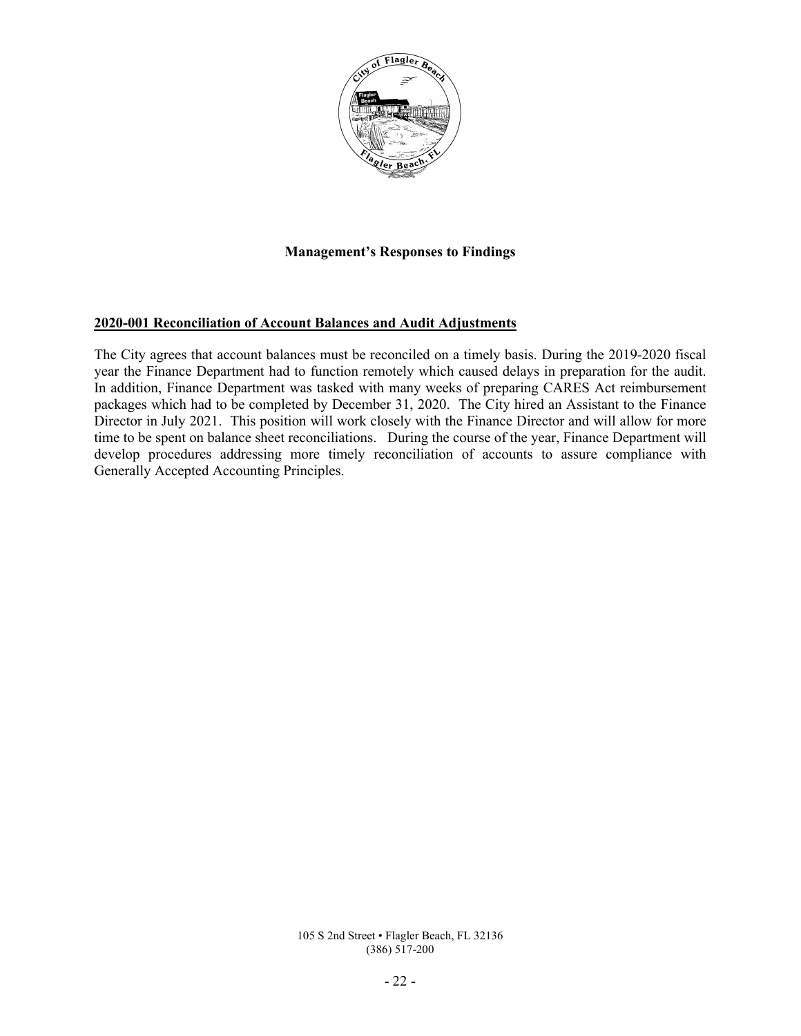**Management's Responses to Findings**

**2020-001 Reconciliation of Account Balances and Audit Adjustments**

The City agrees that account balances must be reconciled on a timely basis. During the 2019-2020 fiscal year the Finance Department had to function remotely which caused delays in preparation for the audit. In addition, Finance Department was tasked with many weeks of preparing CARES Act reimbursement packages which had to be completed by December 31, 2020. The City hired an Assistant to the Finance Director in July 2021. This position will work closely with the Finance Director and will allow for more time to be spent on balance sheet reconciliations. During the course of the year, Finance Department will develop procedures addressing more timely reconciliation of accounts to assure compliance with Generally Accepted Accounting Principles.

105 S 2nd Street • Flagler Beach, FL 32136
(386) 517-200